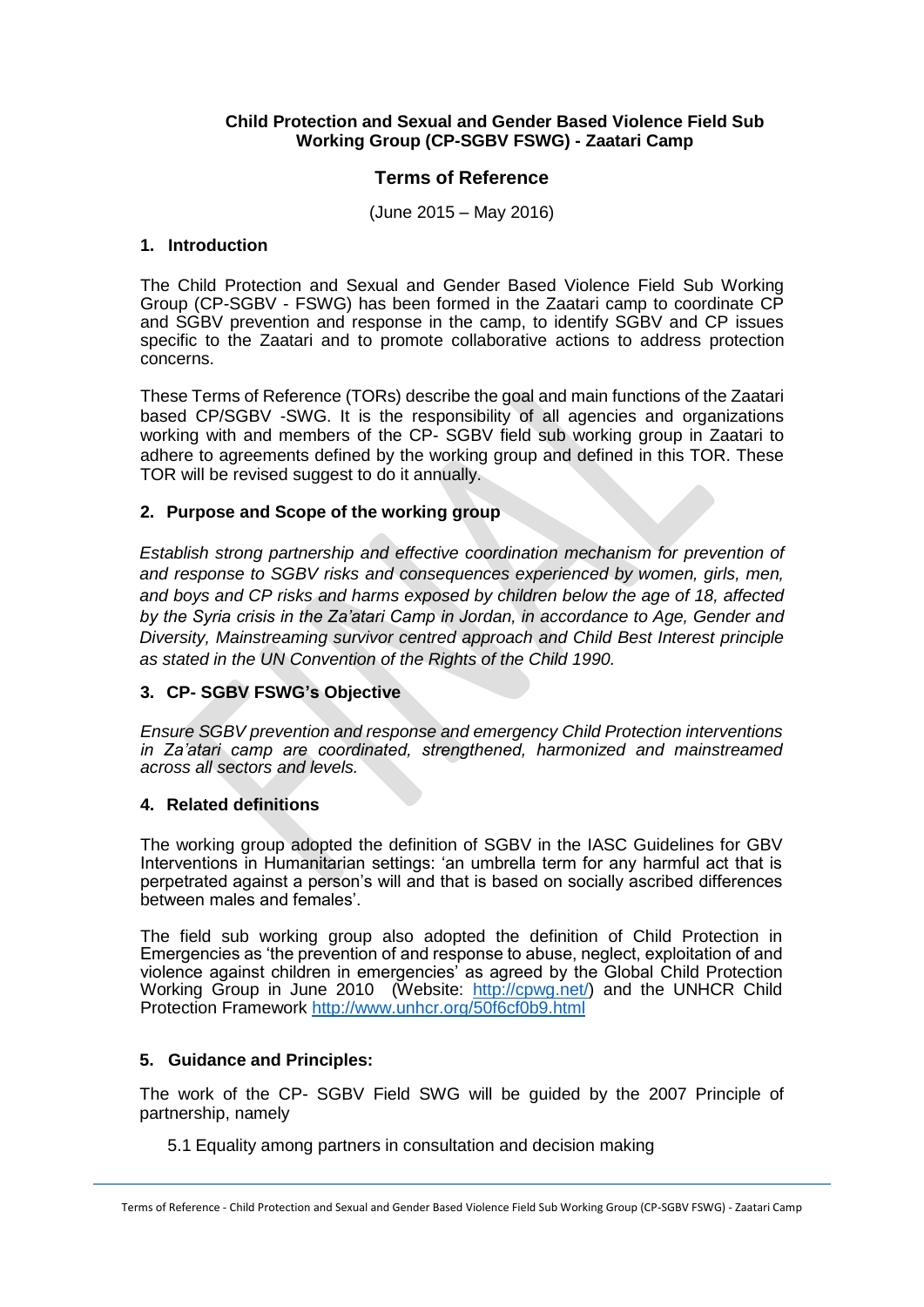**Child Protection and Sexual and Gender Based Violence Field Sub Working Group (CP-SGBV FSWG) - Zaatari Camp**

## Terms of Reference

(June 2015 – May 2016)

### 1. Introduction

The Child Protection and Sexual and Gender Based Violence Field Sub Working Group (CP-SGBV - FSWG) has been formed in the Zaatari camp to coordinate CP and SGBV prevention and response in the camp, to identify SGBV and CP issues specific to the Zaatari and to promote collaborative actions to address protection concerns.

These Terms of Reference (TORs) describe the goal and main functions of the Zaatari based CP/SGBV -SWG. It is the responsibility of all agencies and organizations working with and members of the CP- SGBV field sub working group in Zaatari to adhere to agreements defined by the working group and defined in this TOR. These TOR will be revised suggest to do it annually.

### 2. Purpose and Scope of the working group

*Establish strong partnership and effective coordination mechanism for prevention of and response to SGBV risks and consequences experienced by women, girls, men, and boys and CP risks and harms exposed by children below the age of 18, affected by the Syria crisis in the Za'atari Camp in Jordan, in accordance to Age, Gender and Diversity, Mainstreaming survivor centred approach and Child Best Interest principle as stated in the UN Convention of the Rights of the Child 1990.*

### 3. CP- SGBV FSWG's Objective

*Ensure SGBV prevention and response and emergency Child Protection interventions in Za'atari camp are coordinated, strengthened, harmonized and mainstreamed across all sectors and levels.*

### 4. Related definitions

The working group adopted the definition of SGBV in the IASC Guidelines for GBV Interventions in Humanitarian settings: 'an umbrella term for any harmful act that is perpetrated against a person's will and that is based on socially ascribed differences between males and females'.

The field sub working group also adopted the definition of Child Protection in Emergencies as 'the prevention of and response to abuse, neglect, exploitation of and violence against children in emergencies' as agreed by the Global Child Protection Working Group in June 2010 (Website: http://cpwg.net/) and the UNHCR Child Protection Framework http://www.unhcr.org/50f6cf0b9.html

### 5. Guidance and Principles:

The work of the CP- SGBV Field SWG will be guided by the 2007 Principle of partnership, namely

5.1 Equality among partners in consultation and decision making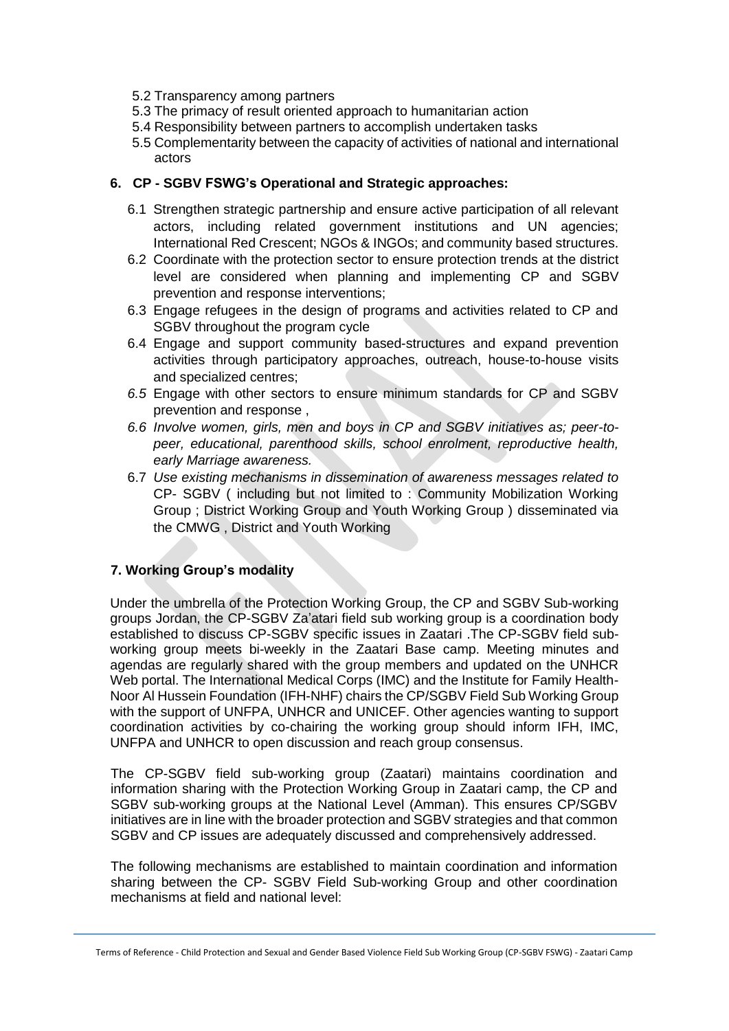5.2 Transparency among partners
5.3 The primacy of result oriented approach to humanitarian action
5.4 Responsibility between partners to accomplish undertaken tasks
5.5 Complementarity between the capacity of activities of national and international actors

## 6. CP - SGBV FSWG's Operational and Strategic approaches:

6.1 Strengthen strategic partnership and ensure active participation of all relevant actors, including related government institutions and UN agencies; International Red Crescent; NGOs & INGOs; and community based structures.

6.2 Coordinate with the protection sector to ensure protection trends at the district level are considered when planning and implementing CP and SGBV prevention and response interventions;

6.3 Engage refugees in the design of programs and activities related to CP and SGBV throughout the program cycle

6.4 Engage and support community based-structures and expand prevention activities through participatory approaches, outreach, house-to-house visits and specialized centres;

*6.5* Engage with other sectors to ensure minimum standards for CP and SGBV prevention and response ,

*6.6 Involve women, girls, men and boys in CP and SGBV initiatives as; peer-to-peer, educational, parenthood skills, school enrolment, reproductive health, early Marriage awareness.*

6.7 *Use existing mechanisms in dissemination of awareness messages related to* CP- SGBV ( including but not limited to : Community Mobilization Working Group ; District Working Group and Youth Working Group ) disseminated via the CMWG , District and Youth Working

## 7. Working Group's modality

Under the umbrella of the Protection Working Group, the CP and SGBV Sub-working groups Jordan, the CP-SGBV Za'atari field sub working group is a coordination body established to discuss CP-SGBV specific issues in Zaatari .The CP-SGBV field sub-working group meets bi-weekly in the Zaatari Base camp. Meeting minutes and agendas are regularly shared with the group members and updated on the UNHCR Web portal. The International Medical Corps (IMC) and the Institute for Family Health-Noor Al Hussein Foundation (IFH-NHF) chairs the CP/SGBV Field Sub Working Group with the support of UNFPA, UNHCR and UNICEF. Other agencies wanting to support coordination activities by co-chairing the working group should inform IFH, IMC, UNFPA and UNHCR to open discussion and reach group consensus.

The CP-SGBV field sub-working group (Zaatari) maintains coordination and information sharing with the Protection Working Group in Zaatari camp, the CP and SGBV sub-working groups at the National Level (Amman). This ensures CP/SGBV initiatives are in line with the broader protection and SGBV strategies and that common SGBV and CP issues are adequately discussed and comprehensively addressed.

The following mechanisms are established to maintain coordination and information sharing between the CP- SGBV Field Sub-working Group and other coordination mechanisms at field and national level: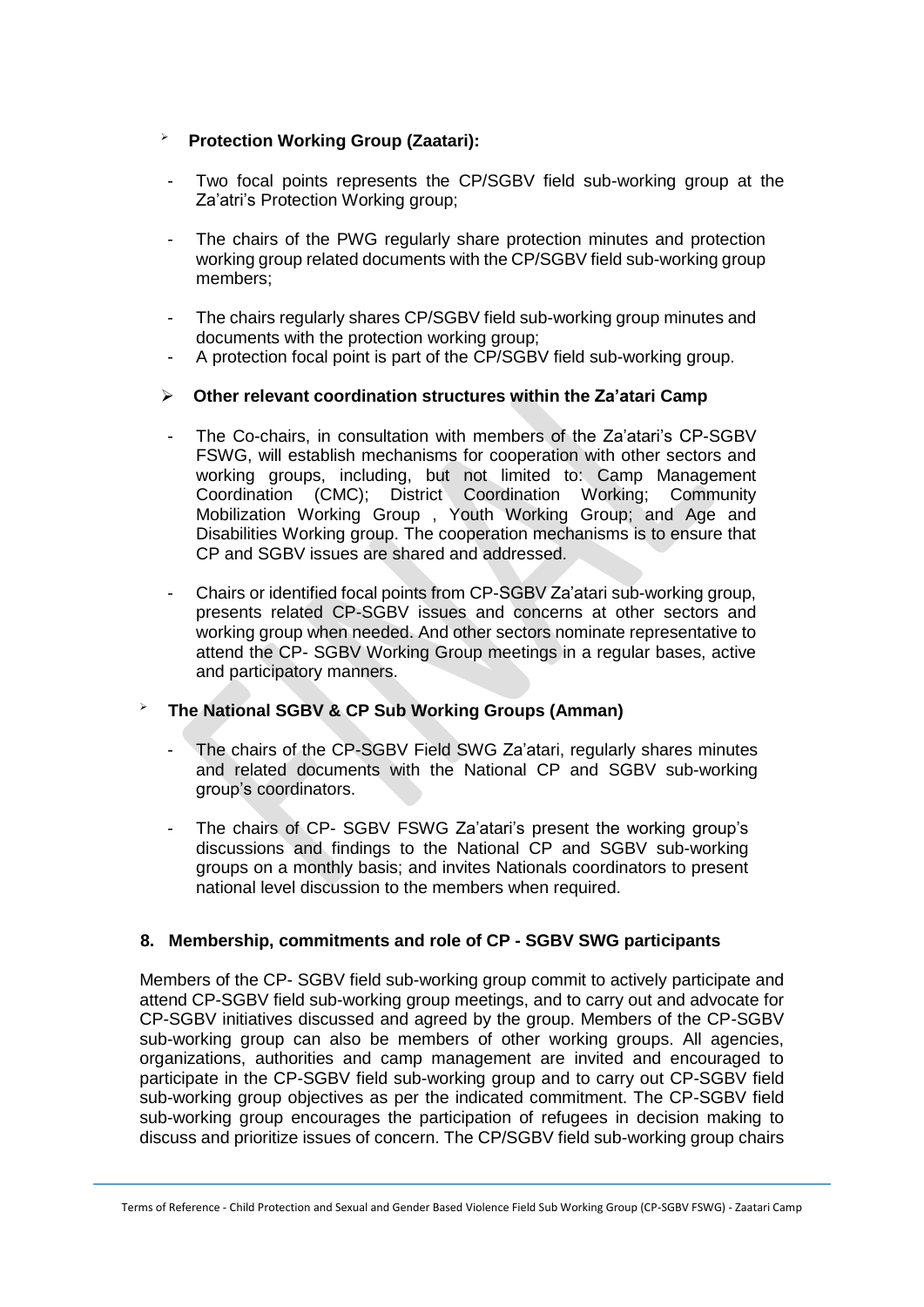- **Protection Working Group (Zaatari):**

  - Two focal points represents the CP/SGBV field sub-working group at the Za'atri's Protection Working group;
  - The chairs of the PWG regularly share protection minutes and protection working group related documents with the CP/SGBV field sub-working group members;
  - The chairs regularly shares CP/SGBV field sub-working group minutes and documents with the protection working group;
  - A protection focal point is part of the CP/SGBV field sub-working group.

- **Other relevant coordination structures within the Za'atari Camp**

  - The Co-chairs, in consultation with members of the Za'atari's CP-SGBV FSWG, will establish mechanisms for cooperation with other sectors and working groups, including, but not limited to: Camp Management Coordination (CMC); District Coordination Working; Community Mobilization Working Group , Youth Working Group; and Age and Disabilities Working group. The cooperation mechanisms is to ensure that CP and SGBV issues are shared and addressed.
  - Chairs or identified focal points from CP-SGBV Za'atari sub-working group, presents related CP-SGBV issues and concerns at other sectors and working group when needed. And other sectors nominate representative to attend the CP- SGBV Working Group meetings in a regular bases, active and participatory manners.

- **The National SGBV & CP Sub Working Groups (Amman)**

  - The chairs of the CP-SGBV Field SWG Za'atari, regularly shares minutes and related documents with the National CP and SGBV sub-working group's coordinators.
  - The chairs of CP- SGBV FSWG Za'atari's present the working group's discussions and findings to the National CP and SGBV sub-working groups on a monthly basis; and invites Nationals coordinators to present national level discussion to the members when required.

## 8. Membership, commitments and role of CP - SGBV SWG participants

Members of the CP- SGBV field sub-working group commit to actively participate and attend CP-SGBV field sub-working group meetings, and to carry out and advocate for CP-SGBV initiatives discussed and agreed by the group. Members of the CP-SGBV sub-working group can also be members of other working groups. All agencies, organizations, authorities and camp management are invited and encouraged to participate in the CP-SGBV field sub-working group and to carry out CP-SGBV field sub-working group objectives as per the indicated commitment. The CP-SGBV field sub-working group encourages the participation of refugees in decision making to discuss and prioritize issues of concern. The CP/SGBV field sub-working group chairs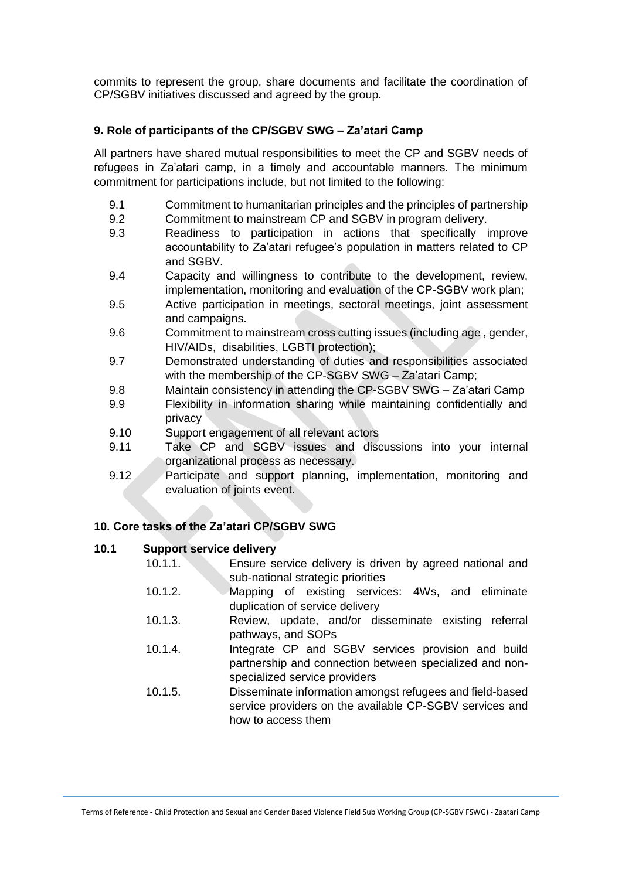commits to represent the group, share documents and facilitate the coordination of CP/SGBV initiatives discussed and agreed by the group.

### 9. Role of participants of the CP/SGBV SWG – Za'atari Camp

All partners have shared mutual responsibilities to meet the CP and SGBV needs of refugees in Za'atari camp, in a timely and accountable manners. The minimum commitment for participations include, but not limited to the following:

- 9.1 Commitment to humanitarian principles and the principles of partnership
- 9.2 Commitment to mainstream CP and SGBV in program delivery.
- 9.3 Readiness to participation in actions that specifically improve accountability to Za'atari refugee's population in matters related to CP and SGBV.
- 9.4 Capacity and willingness to contribute to the development, review, implementation, monitoring and evaluation of the CP-SGBV work plan;
- 9.5 Active participation in meetings, sectoral meetings, joint assessment and campaigns.
- 9.6 Commitment to mainstream cross cutting issues (including age , gender, HIV/AIDs, disabilities, LGBTI protection);
- 9.7 Demonstrated understanding of duties and responsibilities associated with the membership of the CP-SGBV SWG – Za'atari Camp;
- 9.8 Maintain consistency in attending the CP-SGBV SWG – Za'atari Camp
- 9.9 Flexibility in information sharing while maintaining confidentially and privacy
- 9.10 Support engagement of all relevant actors
- 9.11 Take CP and SGBV issues and discussions into your internal organizational process as necessary.
- 9.12 Participate and support planning, implementation, monitoring and evaluation of joints event.

### 10. Core tasks of the Za'atari CP/SGBV SWG

#### 10.1 Support service delivery

- 10.1.1. Ensure service delivery is driven by agreed national and sub-national strategic priorities
- 10.1.2. Mapping of existing services: 4Ws, and eliminate duplication of service delivery
- 10.1.3. Review, update, and/or disseminate existing referral pathways, and SOPs
- 10.1.4. Integrate CP and SGBV services provision and build partnership and connection between specialized and non-specialized service providers
- 10.1.5. Disseminate information amongst refugees and field-based service providers on the available CP-SGBV services and how to access them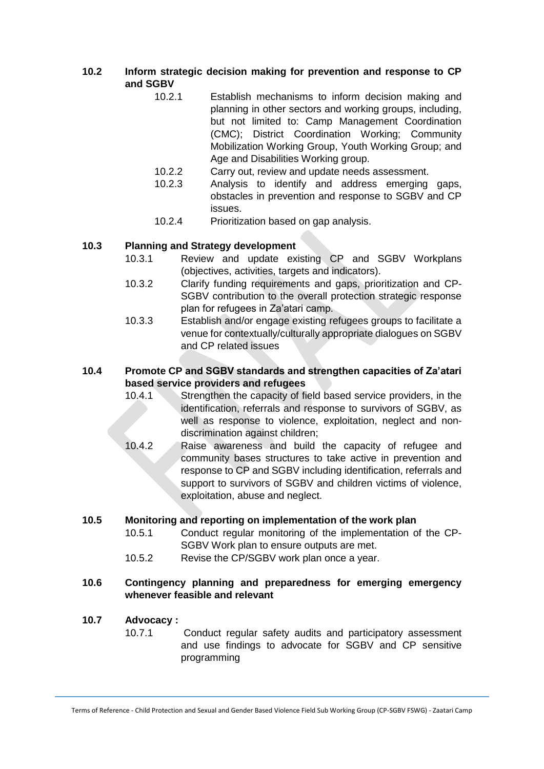### 10.2 Inform strategic decision making for prevention and response to CP and SGBV

- 10.2.1 Establish mechanisms to inform decision making and planning in other sectors and working groups, including, but not limited to: Camp Management Coordination (CMC); District Coordination Working; Community Mobilization Working Group, Youth Working Group; and Age and Disabilities Working group.
- 10.2.2 Carry out, review and update needs assessment.
- 10.2.3 Analysis to identify and address emerging gaps, obstacles in prevention and response to SGBV and CP issues.
- 10.2.4 Prioritization based on gap analysis.

### 10.3 Planning and Strategy development

- 10.3.1 Review and update existing CP and SGBV Workplans (objectives, activities, targets and indicators).
- 10.3.2 Clarify funding requirements and gaps, prioritization and CP-SGBV contribution to the overall protection strategic response plan for refugees in Za'atari camp.
- 10.3.3 Establish and/or engage existing refugees groups to facilitate a venue for contextually/culturally appropriate dialogues on SGBV and CP related issues

### 10.4 Promote CP and SGBV standards and strengthen capacities of Za'atari based service providers and refugees

- 10.4.1 Strengthen the capacity of field based service providers, in the identification, referrals and response to survivors of SGBV, as well as response to violence, exploitation, neglect and non-discrimination against children;
- 10.4.2 Raise awareness and build the capacity of refugee and community bases structures to take active in prevention and response to CP and SGBV including identification, referrals and support to survivors of SGBV and children victims of violence, exploitation, abuse and neglect.

### 10.5 Monitoring and reporting on implementation of the work plan

- 10.5.1 Conduct regular monitoring of the implementation of the CP-SGBV Work plan to ensure outputs are met.
- 10.5.2 Revise the CP/SGBV work plan once a year.

### 10.6 Contingency planning and preparedness for emerging emergency whenever feasible and relevant

### 10.7 Advocacy :

- 10.7.1 Conduct regular safety audits and participatory assessment and use findings to advocate for SGBV and CP sensitive programming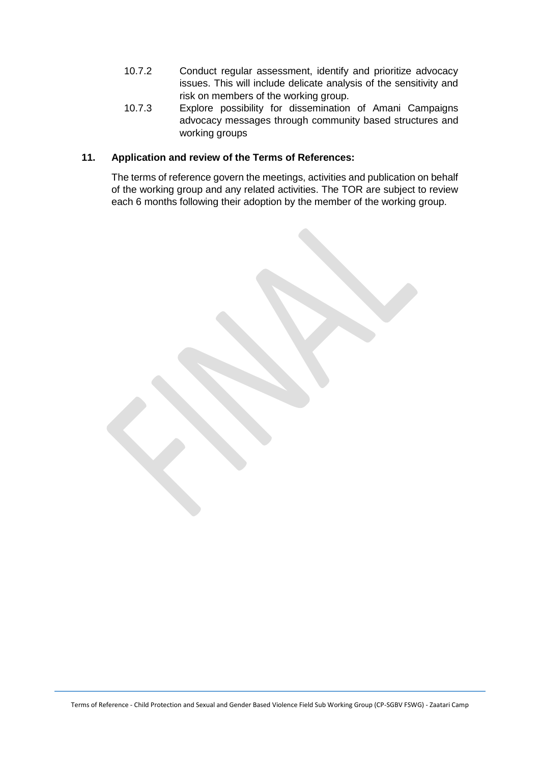10.7.2 Conduct regular assessment, identify and prioritize advocacy issues. This will include delicate analysis of the sensitivity and risk on members of the working group.

10.7.3 Explore possibility for dissemination of Amani Campaigns advocacy messages through community based structures and working groups

## 11. Application and review of the Terms of References:

The terms of reference govern the meetings, activities and publication on behalf of the working group and any related activities. The TOR are subject to review each 6 months following their adoption by the member of the working group.